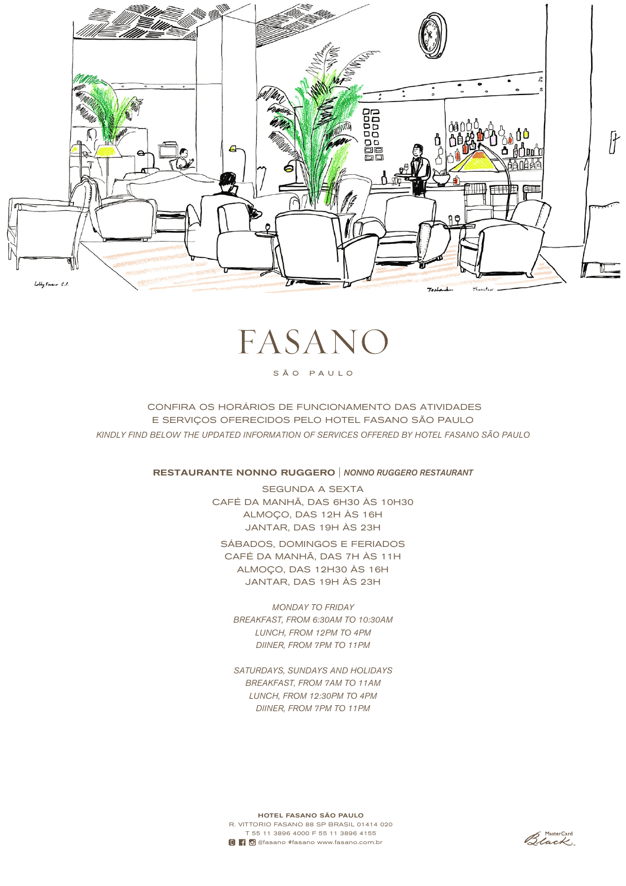# FASANO

SÃO PAULO

CONFIRA OS HORÁRIOS DE FUNCIONAMENTO DAS ATIVIDADES
E SERVIÇOS OFERECIDOS PELO HOTEL FASANO SÃO PAULO

*KINDLY FIND BELOW THE UPDATED INFORMATION OF SERVICES OFFERED BY HOTEL FASANO SÃO PAULO*

## RESTAURANTE NONNO RUGGERO | *NONNO RUGGERO RESTAURANT*

SEGUNDA A SEXTA
CAFÉ DA MANHÃ, DAS 6H30 ÀS 10H30
ALMOÇO, DAS 12H ÀS 16H
JANTAR, DAS 19H ÀS 23H

SÁBADOS, DOMINGOS E FERIADOS
CAFÉ DA MANHÃ, DAS 7H ÀS 11H
ALMOÇO, DAS 12H30 ÀS 16H
JANTAR, DAS 19H ÀS 23H

*MONDAY TO FRIDAY*
*BREAKFAST, FROM 6:30AM TO 10:30AM*
*LUNCH, FROM 12PM TO 4PM*
*DIINER, FROM 7PM TO 11PM*

*SATURDAYS, SUNDAYS AND HOLIDAYS*
*BREAKFAST, FROM 7AM TO 11AM*
*LUNCH, FROM 12:30PM TO 4PM*
*DIINER, FROM 7PM TO 11PM*

**HOTEL FASANO SÃO PAULO**
R. VITTORIO FASANO 88 SP BRASIL 01414 020
T 55 11 3896 4000 F 55 11 3896 4155
@fasano #fasano www.fasano.com.br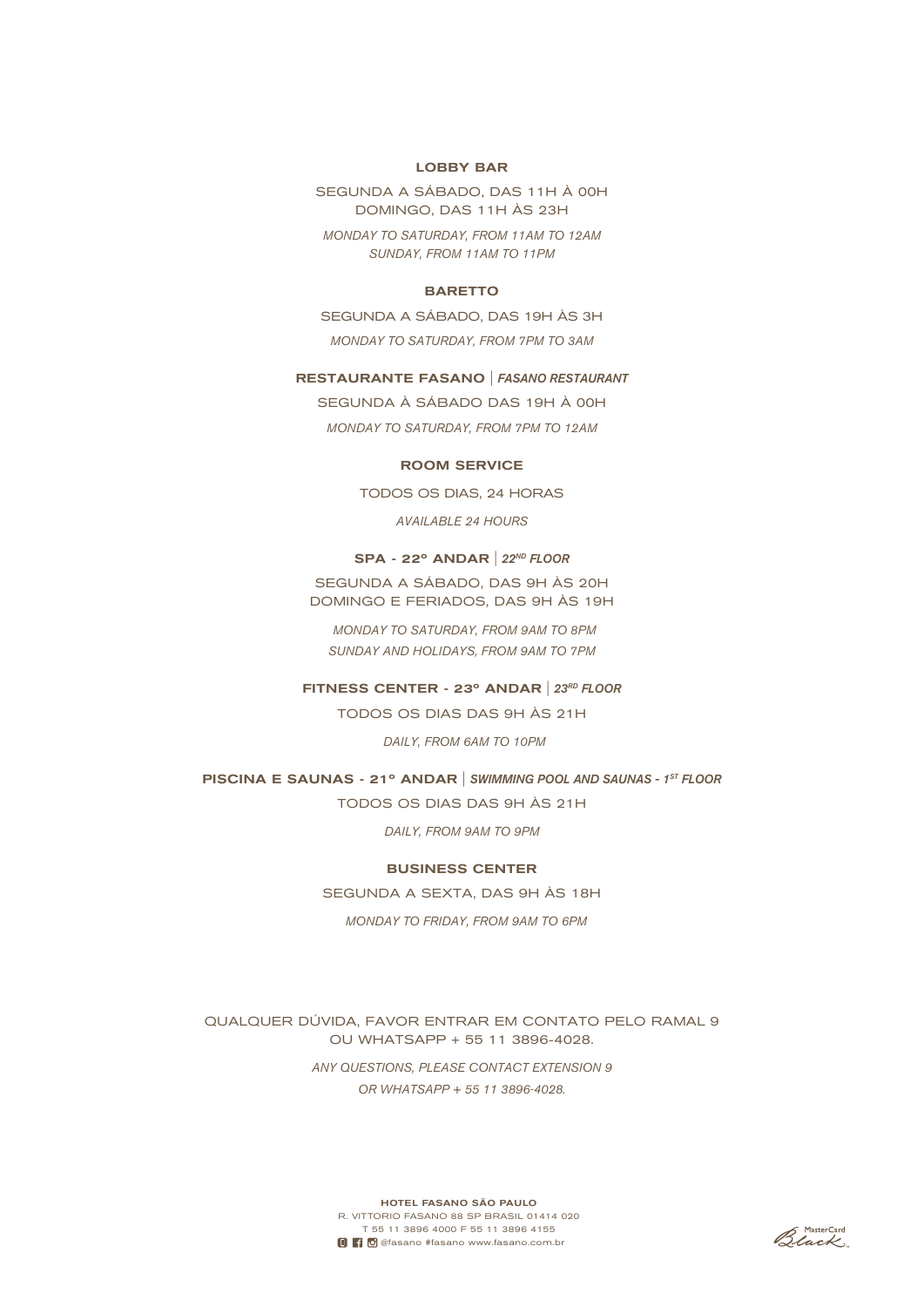### LOBBY BAR

SEGUNDA A SÁBADO, DAS 11H À 00H
DOMINGO, DAS 11H ÀS 23H

*MONDAY TO SATURDAY, FROM 11AM TO 12AM*
*SUNDAY, FROM 11AM TO 11PM*

### BARETTO

SEGUNDA A SÁBADO, DAS 19H ÀS 3H

*MONDAY TO SATURDAY, FROM 7PM TO 3AM*

### RESTAURANTE FASANO | *FASANO RESTAURANT*

SEGUNDA À SÁBADO DAS 19H À 00H

*MONDAY TO SATURDAY, FROM 7PM TO 12AM*

### ROOM SERVICE

TODOS OS DIAS, 24 HORAS

*AVAILABLE 24 HOURS*

### SPA - 22º ANDAR | *22ND FLOOR*

SEGUNDA A SÁBADO, DAS 9H ÀS 20H
DOMINGO E FERIADOS, DAS 9H ÀS 19H

*MONDAY TO SATURDAY, FROM 9AM TO 8PM*
*SUNDAY AND HOLIDAYS, FROM 9AM TO 7PM*

### FITNESS CENTER - 23º ANDAR | *23RD FLOOR*

TODOS OS DIAS DAS 9H ÀS 21H

*DAILY, FROM 6AM TO 10PM*

### PISCINA E SAUNAS - 21º ANDAR | *SWIMMING POOL AND SAUNAS - 1ST FLOOR*

TODOS OS DIAS DAS 9H ÀS 21H

*DAILY, FROM 9AM TO 9PM*

### BUSINESS CENTER

SEGUNDA A SEXTA, DAS 9H ÀS 18H

*MONDAY TO FRIDAY, FROM 9AM TO 6PM*

QUALQUER DÚVIDA, FAVOR ENTRAR EM CONTATO PELO RAMAL 9
OU WHATSAPP + 55 11 3896-4028.

*ANY QUESTIONS, PLEASE CONTACT EXTENSION 9*
*OR WHATSAPP + 55 11 3896-4028.*

**HOTEL FASANO SÃO PAULO**
R. VITTORIO FASANO 88 SP BRASIL 01414 020
T 55 11 3896 4000 F 55 11 3896 4155
@fasano #fasano www.fasano.com.br

MasterCard Black